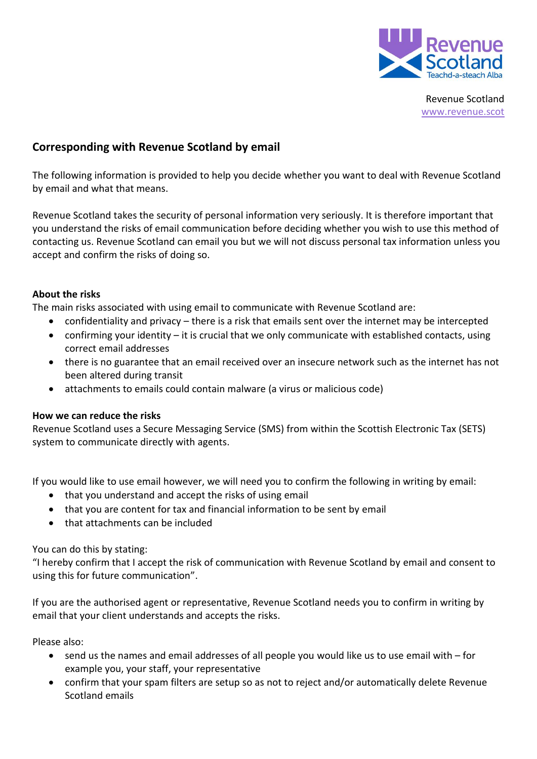Revenue Scotland
www.revenue.scot

## Corresponding with Revenue Scotland by email

The following information is provided to help you decide whether you want to deal with Revenue Scotland by email and what that means.

Revenue Scotland takes the security of personal information very seriously. It is therefore important that you understand the risks of email communication before deciding whether you wish to use this method of contacting us. Revenue Scotland can email you but we will not discuss personal tax information unless you accept and confirm the risks of doing so.

**About the risks**

The main risks associated with using email to communicate with Revenue Scotland are:

- confidentiality and privacy – there is a risk that emails sent over the internet may be intercepted
- confirming your identity – it is crucial that we only communicate with established contacts, using correct email addresses
- there is no guarantee that an email received over an insecure network such as the internet has not been altered during transit
- attachments to emails could contain malware (a virus or malicious code)

**How we can reduce the risks**

Revenue Scotland uses a Secure Messaging Service (SMS) from within the Scottish Electronic Tax (SETS) system to communicate directly with agents.

If you would like to use email however, we will need you to confirm the following in writing by email:

- that you understand and accept the risks of using email
- that you are content for tax and financial information to be sent by email
- that attachments can be included

You can do this by stating:

"I hereby confirm that I accept the risk of communication with Revenue Scotland by email and consent to using this for future communication".

If you are the authorised agent or representative, Revenue Scotland needs you to confirm in writing by email that your client understands and accepts the risks.

Please also:

- send us the names and email addresses of all people you would like us to use email with – for example you, your staff, your representative
- confirm that your spam filters are setup so as not to reject and/or automatically delete Revenue Scotland emails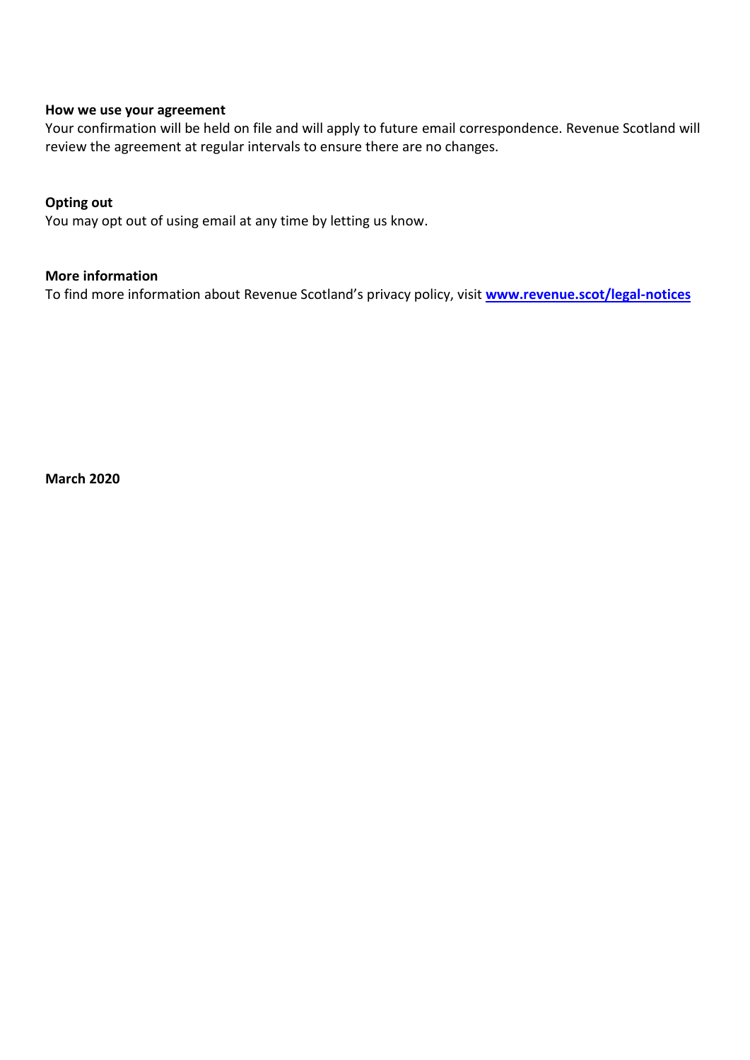**How we use your agreement**

Your confirmation will be held on file and will apply to future email correspondence. Revenue Scotland will review the agreement at regular intervals to ensure there are no changes.

**Opting out**

You may opt out of using email at any time by letting us know.

**More information**

To find more information about Revenue Scotland's privacy policy, visit **www.revenue.scot/legal-notices**

**March 2020**